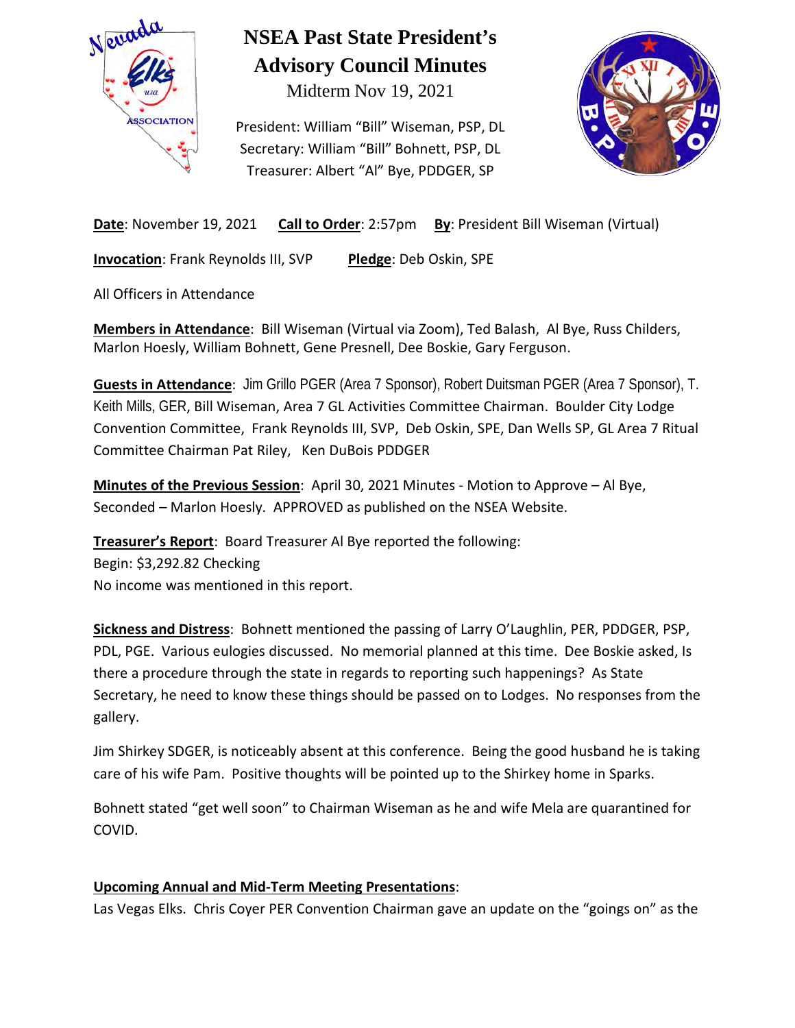# NSEA Past State President's Advisory Council Minutes

Midterm Nov 19, 2021

President: William "Bill" Wiseman, PSP, DL
Secretary: William "Bill" Bohnett, PSP, DL
Treasurer: Albert "Al" Bye, PDDGER, SP

**Date**: November 19, 2021 **Call to Order**: 2:57pm **By**: President Bill Wiseman (Virtual)

**Invocation**: Frank Reynolds III, SVP **Pledge**: Deb Oskin, SPE

All Officers in Attendance

**Members in Attendance**: Bill Wiseman (Virtual via Zoom), Ted Balash, Al Bye, Russ Childers, Marlon Hoesly, William Bohnett, Gene Presnell, Dee Boskie, Gary Ferguson.

**Guests in Attendance**: Jim Grillo PGER (Area 7 Sponsor), Robert Duitsman PGER (Area 7 Sponsor), T. Keith Mills, GER, Bill Wiseman, Area 7 GL Activities Committee Chairman. Boulder City Lodge Convention Committee, Frank Reynolds III, SVP, Deb Oskin, SPE, Dan Wells SP, GL Area 7 Ritual Committee Chairman Pat Riley, Ken DuBois PDDGER

**Minutes of the Previous Session**: April 30, 2021 Minutes - Motion to Approve – Al Bye, Seconded – Marlon Hoesly. APPROVED as published on the NSEA Website.

**Treasurer's Report**: Board Treasurer Al Bye reported the following:
Begin: $3,292.82 Checking
No income was mentioned in this report.

**Sickness and Distress**: Bohnett mentioned the passing of Larry O'Laughlin, PER, PDDGER, PSP, PDL, PGE. Various eulogies discussed. No memorial planned at this time. Dee Boskie asked, Is there a procedure through the state in regards to reporting such happenings? As State Secretary, he need to know these things should be passed on to Lodges. No responses from the gallery.

Jim Shirkey SDGER, is noticeably absent at this conference. Being the good husband he is taking care of his wife Pam. Positive thoughts will be pointed up to the Shirkey home in Sparks.

Bohnett stated "get well soon" to Chairman Wiseman as he and wife Mela are quarantined for COVID.

**Upcoming Annual and Mid-Term Meeting Presentations**:
Las Vegas Elks. Chris Coyer PER Convention Chairman gave an update on the "goings on" as the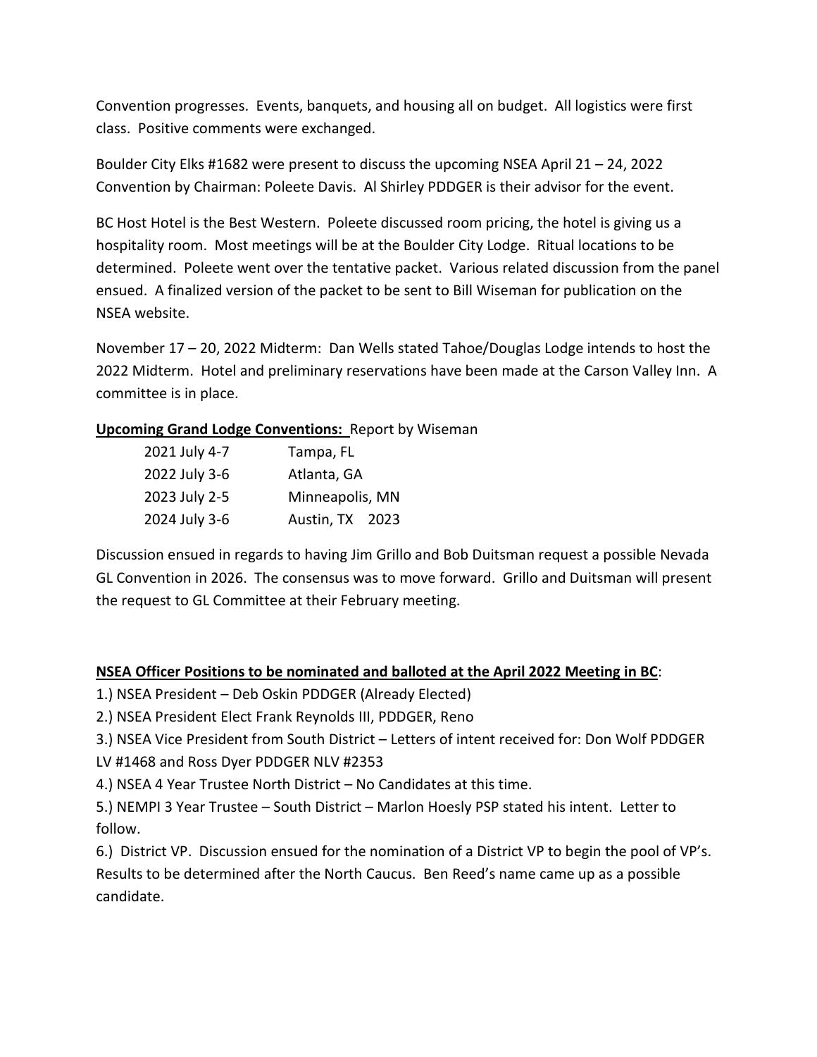Convention progresses. Events, banquets, and housing all on budget. All logistics were first class. Positive comments were exchanged.

Boulder City Elks #1682 were present to discuss the upcoming NSEA April 21 – 24, 2022 Convention by Chairman: Poleete Davis. Al Shirley PDDGER is their advisor for the event.

BC Host Hotel is the Best Western. Poleete discussed room pricing, the hotel is giving us a hospitality room. Most meetings will be at the Boulder City Lodge. Ritual locations to be determined. Poleete went over the tentative packet. Various related discussion from the panel ensued. A finalized version of the packet to be sent to Bill Wiseman for publication on the NSEA website.

November 17 – 20, 2022 Midterm: Dan Wells stated Tahoe/Douglas Lodge intends to host the 2022 Midterm. Hotel and preliminary reservations have been made at the Carson Valley Inn. A committee is in place.

**Upcoming Grand Lodge Conventions:** Report by Wiseman

| | |
|---|---|
| 2021 July 4-7 | Tampa, FL |
| 2022 July 3-6 | Atlanta, GA |
| 2023 July 2-5 | Minneapolis, MN |
| 2024 July 3-6 | Austin, TX 2023 |

Discussion ensued in regards to having Jim Grillo and Bob Duitsman request a possible Nevada GL Convention in 2026. The consensus was to move forward. Grillo and Duitsman will present the request to GL Committee at their February meeting.

**NSEA Officer Positions to be nominated and balloted at the April 2022 Meeting in BC**:

1.) NSEA President – Deb Oskin PDDGER (Already Elected)

2.) NSEA President Elect Frank Reynolds III, PDDGER, Reno

3.) NSEA Vice President from South District – Letters of intent received for: Don Wolf PDDGER LV #1468 and Ross Dyer PDDGER NLV #2353

4.) NSEA 4 Year Trustee North District – No Candidates at this time.

5.) NEMPI 3 Year Trustee – South District – Marlon Hoesly PSP stated his intent. Letter to follow.

6.) District VP. Discussion ensued for the nomination of a District VP to begin the pool of VP's. Results to be determined after the North Caucus. Ben Reed's name came up as a possible candidate.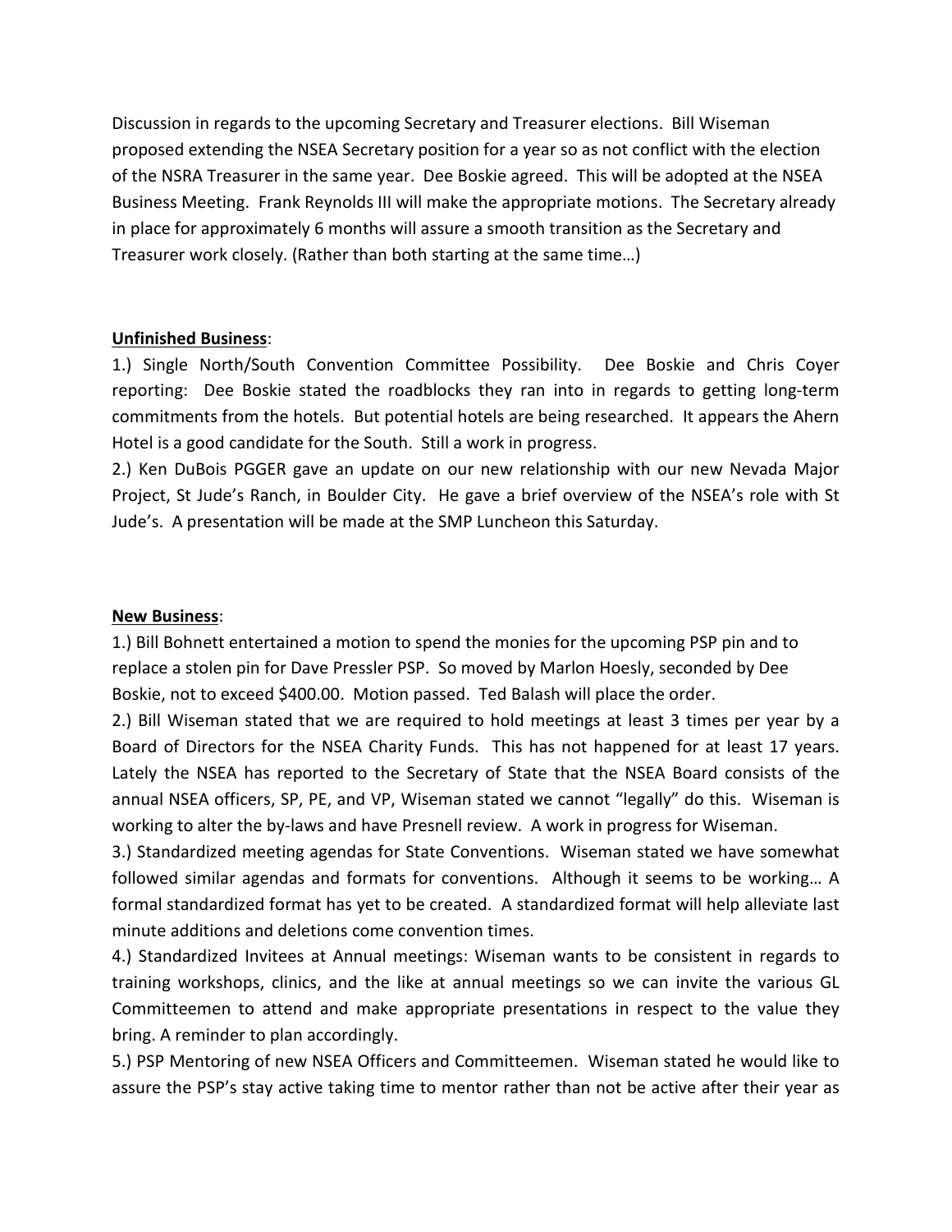Discussion in regards to the upcoming Secretary and Treasurer elections. Bill Wiseman proposed extending the NSEA Secretary position for a year so as not conflict with the election of the NSRA Treasurer in the same year. Dee Boskie agreed. This will be adopted at the NSEA Business Meeting. Frank Reynolds III will make the appropriate motions. The Secretary already in place for approximately 6 months will assure a smooth transition as the Secretary and Treasurer work closely. (Rather than both starting at the same time…)

**Unfinished Business**:

1.) Single North/South Convention Committee Possibility. Dee Boskie and Chris Coyer reporting: Dee Boskie stated the roadblocks they ran into in regards to getting long-term commitments from the hotels. But potential hotels are being researched. It appears the Ahern Hotel is a good candidate for the South. Still a work in progress.

2.) Ken DuBois PGGER gave an update on our new relationship with our new Nevada Major Project, St Jude's Ranch, in Boulder City. He gave a brief overview of the NSEA's role with St Jude's. A presentation will be made at the SMP Luncheon this Saturday.

**New Business**:

1.) Bill Bohnett entertained a motion to spend the monies for the upcoming PSP pin and to replace a stolen pin for Dave Pressler PSP. So moved by Marlon Hoesly, seconded by Dee Boskie, not to exceed $400.00. Motion passed. Ted Balash will place the order.

2.) Bill Wiseman stated that we are required to hold meetings at least 3 times per year by a Board of Directors for the NSEA Charity Funds. This has not happened for at least 17 years. Lately the NSEA has reported to the Secretary of State that the NSEA Board consists of the annual NSEA officers, SP, PE, and VP, Wiseman stated we cannot "legally" do this. Wiseman is working to alter the by-laws and have Presnell review. A work in progress for Wiseman.

3.) Standardized meeting agendas for State Conventions. Wiseman stated we have somewhat followed similar agendas and formats for conventions. Although it seems to be working… A formal standardized format has yet to be created. A standardized format will help alleviate last minute additions and deletions come convention times.

4.) Standardized Invitees at Annual meetings: Wiseman wants to be consistent in regards to training workshops, clinics, and the like at annual meetings so we can invite the various GL Committeemen to attend and make appropriate presentations in respect to the value they bring. A reminder to plan accordingly.

5.) PSP Mentoring of new NSEA Officers and Committeemen. Wiseman stated he would like to assure the PSP's stay active taking time to mentor rather than not be active after their year as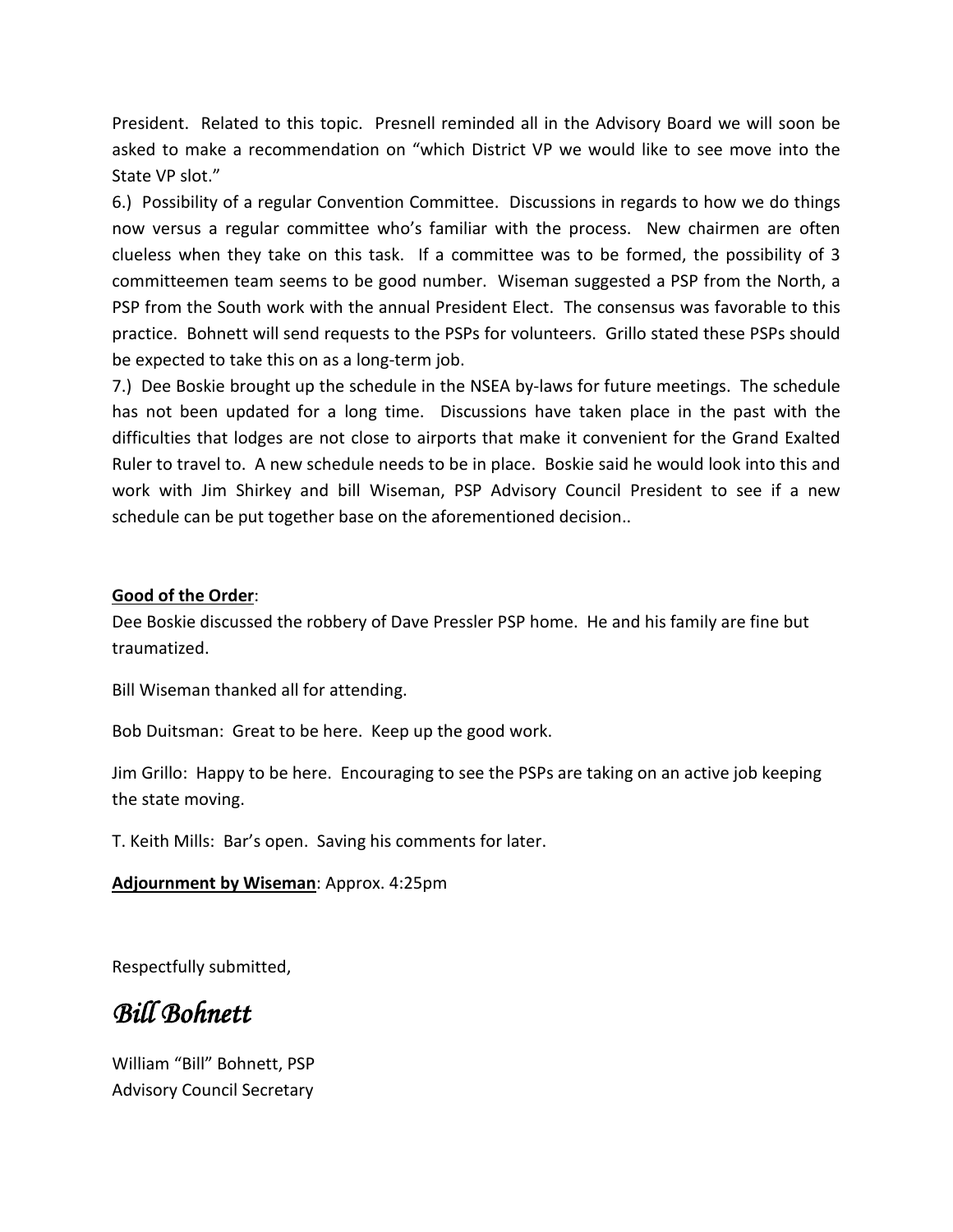President. Related to this topic. Presnell reminded all in the Advisory Board we will soon be asked to make a recommendation on "which District VP we would like to see move into the State VP slot."

6.) Possibility of a regular Convention Committee. Discussions in regards to how we do things now versus a regular committee who's familiar with the process. New chairmen are often clueless when they take on this task. If a committee was to be formed, the possibility of 3 committeemen team seems to be good number. Wiseman suggested a PSP from the North, a PSP from the South work with the annual President Elect. The consensus was favorable to this practice. Bohnett will send requests to the PSPs for volunteers. Grillo stated these PSPs should be expected to take this on as a long-term job.

7.) Dee Boskie brought up the schedule in the NSEA by-laws for future meetings. The schedule has not been updated for a long time. Discussions have taken place in the past with the difficulties that lodges are not close to airports that make it convenient for the Grand Exalted Ruler to travel to. A new schedule needs to be in place. Boskie said he would look into this and work with Jim Shirkey and bill Wiseman, PSP Advisory Council President to see if a new schedule can be put together base on the aforementioned decision..

**Good of the Order**:

Dee Boskie discussed the robbery of Dave Pressler PSP home. He and his family are fine but traumatized.

Bill Wiseman thanked all for attending.

Bob Duitsman: Great to be here. Keep up the good work.

Jim Grillo: Happy to be here. Encouraging to see the PSPs are taking on an active job keeping the state moving.

T. Keith Mills: Bar's open. Saving his comments for later.

**Adjournment by Wiseman**: Approx. 4:25pm

Respectfully submitted,

*Bill Bohnett*

William "Bill" Bohnett, PSP
Advisory Council Secretary